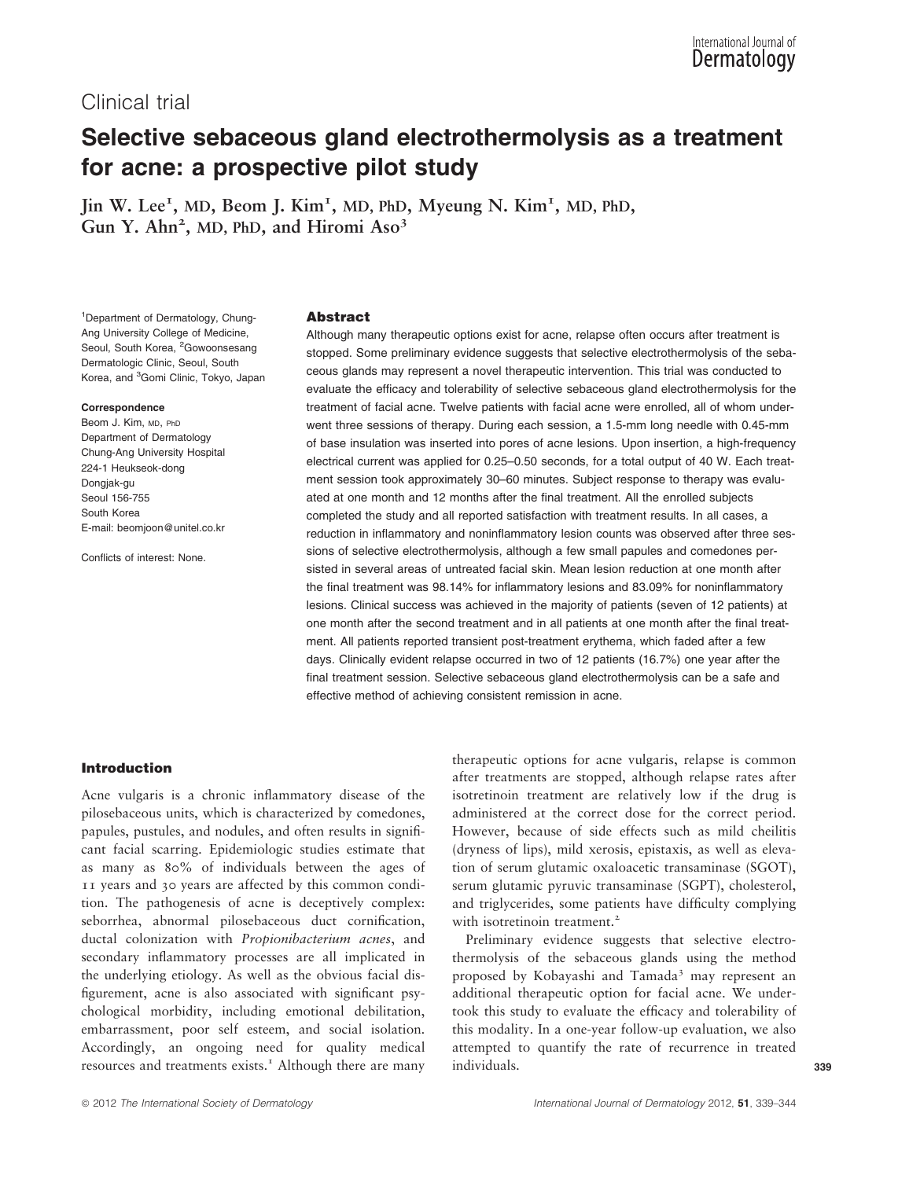Clinical trial

# Selective sebaceous gland electrothermolysis as a treatment for acne: a prospective pilot study

Jin W. Lee[1], MD, Beom J. Kim[1], MD, PhD, Myeung N. Kim[1], MD, PhD, Gun Y. Ahn[2], MD, PhD, and Hiromi Aso[3]

[1]Department of Dermatology, Chung-Ang University College of Medicine, Seoul, South Korea, [2]Gowoonsesang Dermatologic Clinic, Seoul, South Korea, and [3]Gomi Clinic, Tokyo, Japan

**Correspondence**
Beom J. Kim, MD, PhD
Department of Dermatology
Chung-Ang University Hospital
224-1 Heukseok-dong
Dongjak-gu
Seoul 156-755
South Korea
E-mail: beomjoon@unitel.co.kr

Conflicts of interest: None.

## Abstract

Although many therapeutic options exist for acne, relapse often occurs after treatment is stopped. Some preliminary evidence suggests that selective electrothermolysis of the sebaceous glands may represent a novel therapeutic intervention. This trial was conducted to evaluate the efficacy and tolerability of selective sebaceous gland electrothermolysis for the treatment of facial acne. Twelve patients with facial acne were enrolled, all of whom underwent three sessions of therapy. During each session, a 1.5-mm long needle with 0.45-mm of base insulation was inserted into pores of acne lesions. Upon insertion, a high-frequency electrical current was applied for 0.25–0.50 seconds, for a total output of 40 W. Each treatment session took approximately 30–60 minutes. Subject response to therapy was evaluated at one month and 12 months after the final treatment. All the enrolled subjects completed the study and all reported satisfaction with treatment results. In all cases, a reduction in inflammatory and noninflammatory lesion counts was observed after three sessions of selective electrothermolysis, although a few small papules and comedones persisted in several areas of untreated facial skin. Mean lesion reduction at one month after the final treatment was 98.14% for inflammatory lesions and 83.09% for noninflammatory lesions. Clinical success was achieved in the majority of patients (seven of 12 patients) at one month after the second treatment and in all patients at one month after the final treatment. All patients reported transient post-treatment erythema, which faded after a few days. Clinically evident relapse occurred in two of 12 patients (16.7%) one year after the final treatment session. Selective sebaceous gland electrothermolysis can be a safe and effective method of achieving consistent remission in acne.

## Introduction

Acne vulgaris is a chronic inflammatory disease of the pilosebaceous units, which is characterized by comedones, papules, pustules, and nodules, and often results in significant facial scarring. Epidemiologic studies estimate that as many as 80% of individuals between the ages of 11 years and 30 years are affected by this common condition. The pathogenesis of acne is deceptively complex: seborrhea, abnormal pilosebaceous duct cornification, ductal colonization with *Propionibacterium acnes*, and secondary inflammatory processes are all implicated in the underlying etiology. As well as the obvious facial disfigurement, acne is also associated with significant psychological morbidity, including emotional debilitation, embarrassment, poor self esteem, and social isolation. Accordingly, an ongoing need for quality medical resources and treatments exists.[1] Although there are many therapeutic options for acne vulgaris, relapse is common after treatments are stopped, although relapse rates after isotretinoin treatment are relatively low if the drug is administered at the correct dose for the correct period. However, because of side effects such as mild cheilitis (dryness of lips), mild xerosis, epistaxis, as well as elevation of serum glutamic oxaloacetic transaminase (SGOT), serum glutamic pyruvic transaminase (SGPT), cholesterol, and triglycerides, some patients have difficulty complying with isotretinoin treatment.[2]

Preliminary evidence suggests that selective electrothermolysis of the sebaceous glands using the method proposed by Kobayashi and Tamada[3] may represent an additional therapeutic option for facial acne. We undertook this study to evaluate the efficacy and tolerability of this modality. In a one-year follow-up evaluation, we also attempted to quantify the rate of recurrence in treated individuals.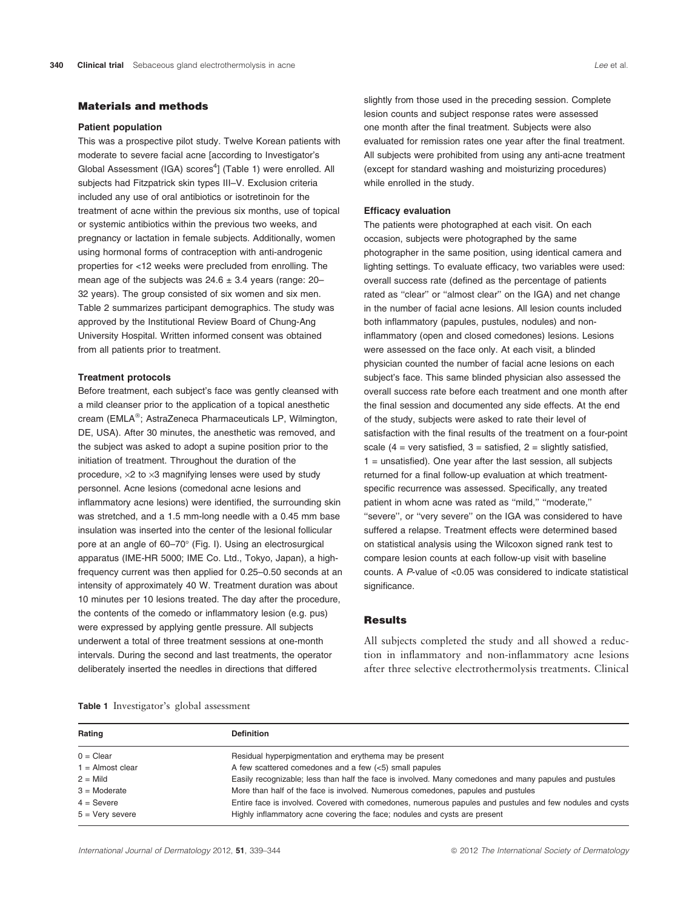## Materials and methods

### Patient population

This was a prospective pilot study. Twelve Korean patients with moderate to severe facial acne [according to Investigator's Global Assessment (IGA) scores[4]] (Table 1) were enrolled. All subjects had Fitzpatrick skin types III–V. Exclusion criteria included any use of oral antibiotics or isotretinoin for the treatment of acne within the previous six months, use of topical or systemic antibiotics within the previous two weeks, and pregnancy or lactation in female subjects. Additionally, women using hormonal forms of contraception with anti-androgenic properties for <12 weeks were precluded from enrolling. The mean age of the subjects was 24.6 ± 3.4 years (range: 20–32 years). The group consisted of six women and six men. Table 2 summarizes participant demographics. The study was approved by the Institutional Review Board of Chung-Ang University Hospital. Written informed consent was obtained from all patients prior to treatment.

### Treatment protocols

Before treatment, each subject's face was gently cleansed with a mild cleanser prior to the application of a topical anesthetic cream (EMLA®; AstraZeneca Pharmaceuticals LP, Wilmington, DE, USA). After 30 minutes, the anesthetic was removed, and the subject was asked to adopt a supine position prior to the initiation of treatment. Throughout the duration of the procedure, ×2 to ×3 magnifying lenses were used by study personnel. Acne lesions (comedonal acne lesions and inflammatory acne lesions) were identified, the surrounding skin was stretched, and a 1.5 mm-long needle with a 0.45 mm base insulation was inserted into the center of the lesional follicular pore at an angle of 60–70° (Fig. l). Using an electrosurgical apparatus (IME-HR 5000; IME Co. Ltd., Tokyo, Japan), a high-frequency current was then applied for 0.25–0.50 seconds at an intensity of approximately 40 W. Treatment duration was about 10 minutes per 10 lesions treated. The day after the procedure, the contents of the comedo or inflammatory lesion (e.g. pus) were expressed by applying gentle pressure. All subjects underwent a total of three treatment sessions at one-month intervals. During the second and last treatments, the operator deliberately inserted the needles in directions that differed slightly from those used in the preceding session. Complete lesion counts and subject response rates were assessed one month after the final treatment. Subjects were also evaluated for remission rates one year after the final treatment. All subjects were prohibited from using any anti-acne treatment (except for standard washing and moisturizing procedures) while enrolled in the study.

### Efficacy evaluation

The patients were photographed at each visit. On each occasion, subjects were photographed by the same photographer in the same position, using identical camera and lighting settings. To evaluate efficacy, two variables were used: overall success rate (defined as the percentage of patients rated as "clear" or "almost clear" on the IGA) and net change in the number of facial acne lesions. All lesion counts included both inflammatory (papules, pustules, nodules) and non-inflammatory (open and closed comedones) lesions. Lesions were assessed on the face only. At each visit, a blinded physician counted the number of facial acne lesions on each subject's face. This same blinded physician also assessed the overall success rate before each treatment and one month after the final session and documented any side effects. At the end of the study, subjects were asked to rate their level of satisfaction with the final results of the treatment on a four-point scale (4 = very satisfied, 3 = satisfied, 2 = slightly satisfied, 1 = unsatisfied). One year after the last session, all subjects returned for a final follow-up evaluation at which treatment-specific recurrence was assessed. Specifically, any treated patient in whom acne was rated as "mild," "moderate," "severe", or "very severe" on the IGA was considered to have suffered a relapse. Treatment effects were determined based on statistical analysis using the Wilcoxon signed rank test to compare lesion counts at each follow-up visit with baseline counts. A $P$-value of <0.05 was considered to indicate statistical significance.

## Results

All subjects completed the study and all showed a reduction in inflammatory and non-inflammatory acne lesions after three selective electrothermolysis treatments. Clinical

**Table 1** Investigator's global assessment

| Rating | Definition |
|---|---|
| 0 = Clear | Residual hyperpigmentation and erythema may be present |
| 1 = Almost clear | A few scattered comedones and a few (<5) small papules |
| 2 = Mild | Easily recognizable; less than half the face is involved. Many comedones and many papules and pustules |
| 3 = Moderate | More than half of the face is involved. Numerous comedones, papules and pustules |
| 4 = Severe | Entire face is involved. Covered with comedones, numerous papules and pustules and few nodules and cysts |
| 5 = Very severe | Highly inflammatory acne covering the face; nodules and cysts are present |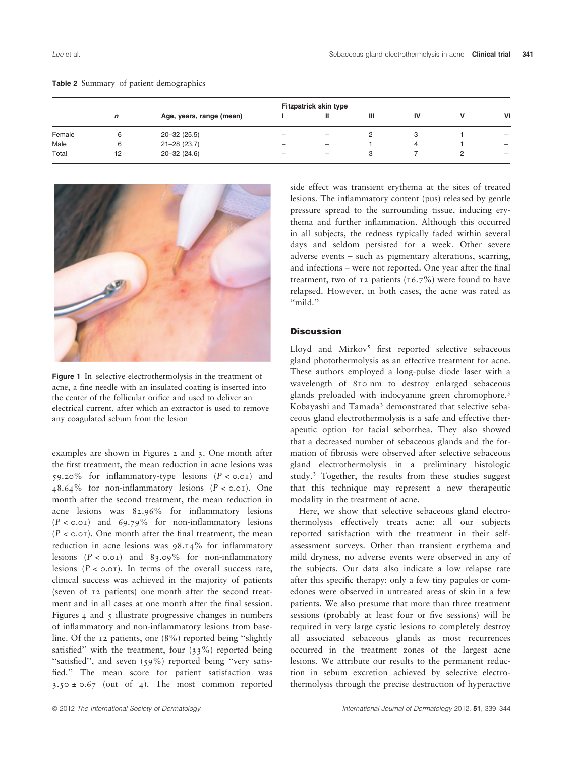**Table 2** Summary of patient demographics

| | *n* | Age, years, range (mean) | Fitzpatrick skin type I | II | III | IV | V | VI |
|---|---|---|---|---|---|---|---|---|
| Female | 6 | 20–32 (25.5) | – | – | 2 | 3 | 1 | – |
| Male | 6 | 21–28 (23.7) | – | – | 1 | 4 | 1 | – |
| Total | 12 | 20–32 (24.6) | – | – | 3 | 7 | 2 | – |

**Figure 1** In selective electrothermolysis in the treatment of acne, a fine needle with an insulated coating is inserted into the center of the follicular orifice and used to deliver an electrical current, after which an extractor is used to remove any coagulated sebum from the lesion

examples are shown in Figures 2 and 3. One month after the first treatment, the mean reduction in acne lesions was 59.20% for inflammatory-type lesions ($P < 0.01$) and 48.64% for non-inflammatory lesions ($P < 0.01$). One month after the second treatment, the mean reduction in acne lesions was 82.96% for inflammatory lesions ($P < 0.01$) and 69.79% for non-inflammatory lesions ($P < 0.01$). One month after the final treatment, the mean reduction in acne lesions was 98.14% for inflammatory lesions ($P < 0.01$) and 83.09% for non-inflammatory lesions ($P < 0.01$). In terms of the overall success rate, clinical success was achieved in the majority of patients (seven of 12 patients) one month after the second treatment and in all cases at one month after the final session. Figures 4 and 5 illustrate progressive changes in numbers of inflammatory and non-inflammatory lesions from baseline. Of the 12 patients, one (8%) reported being "slightly satisfied" with the treatment, four (33%) reported being "satisfied", and seven (59%) reported being "very satisfied." The mean score for patient satisfaction was $3.50 \pm 0.67$ (out of 4). The most common reported side effect was transient erythema at the sites of treated lesions. The inflammatory content (pus) released by gentle pressure spread to the surrounding tissue, inducing erythema and further inflammation. Although this occurred in all subjects, the redness typically faded within several days and seldom persisted for a week. Other severe adverse events – such as pigmentary alterations, scarring, and infections – were not reported. One year after the final treatment, two of 12 patients (16.7%) were found to have relapsed. However, in both cases, the acne was rated as "mild."

## Discussion

Lloyd and Mirkov[5] first reported selective sebaceous gland photothermolysis as an effective treatment for acne. These authors employed a long-pulse diode laser with a wavelength of 810 nm to destroy enlarged sebaceous glands preloaded with indocyanine green chromophore.[5] Kobayashi and Tamada[3] demonstrated that selective sebaceous gland electrothermolysis is a safe and effective therapeutic option for facial seborrhea. They also showed that a decreased number of sebaceous glands and the formation of fibrosis were observed after selective sebaceous gland electrothermolysis in a preliminary histologic study.[3] Together, the results from these studies suggest that this technique may represent a new therapeutic modality in the treatment of acne.

Here, we show that selective sebaceous gland electrothermolysis effectively treats acne; all our subjects reported satisfaction with the treatment in their self-assessment surveys. Other than transient erythema and mild dryness, no adverse events were observed in any of the subjects. Our data also indicate a low relapse rate after this specific therapy: only a few tiny papules or comedones were observed in untreated areas of skin in a few patients. We also presume that more than three treatment sessions (probably at least four or five sessions) will be required in very large cystic lesions to completely destroy all associated sebaceous glands as most recurrences occurred in the treatment zones of the largest acne lesions. We attribute our results to the permanent reduction in sebum excretion achieved by selective electrothermolysis through the precise destruction of hyperactive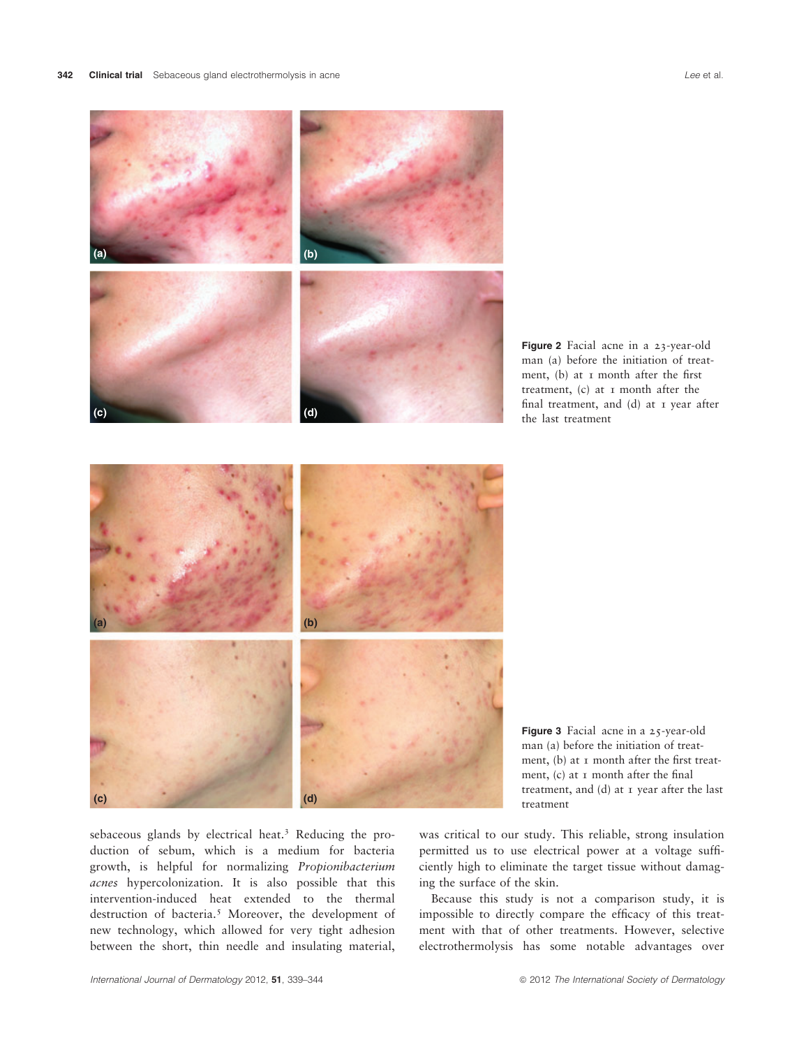Figure 2 Facial acne in a 23-year-old man (a) before the initiation of treatment, (b) at 1 month after the first treatment, (c) at 1 month after the final treatment, and (d) at 1 year after the last treatment

Figure 3 Facial acne in a 25-year-old man (a) before the initiation of treatment, (b) at 1 month after the first treatment, (c) at 1 month after the final treatment, and (d) at 1 year after the last treatment

sebaceous glands by electrical heat.[3] Reducing the production of sebum, which is a medium for bacteria growth, is helpful for normalizing *Propionibacterium acnes* hypercolonization. It is also possible that this intervention-induced heat extended to the thermal destruction of bacteria.[5] Moreover, the development of new technology, which allowed for very tight adhesion between the short, thin needle and insulating material, was critical to our study. This reliable, strong insulation permitted us to use electrical power at a voltage sufficiently high to eliminate the target tissue without damaging the surface of the skin.

Because this study is not a comparison study, it is impossible to directly compare the efficacy of this treatment with that of other treatments. However, selective electrothermolysis has some notable advantages over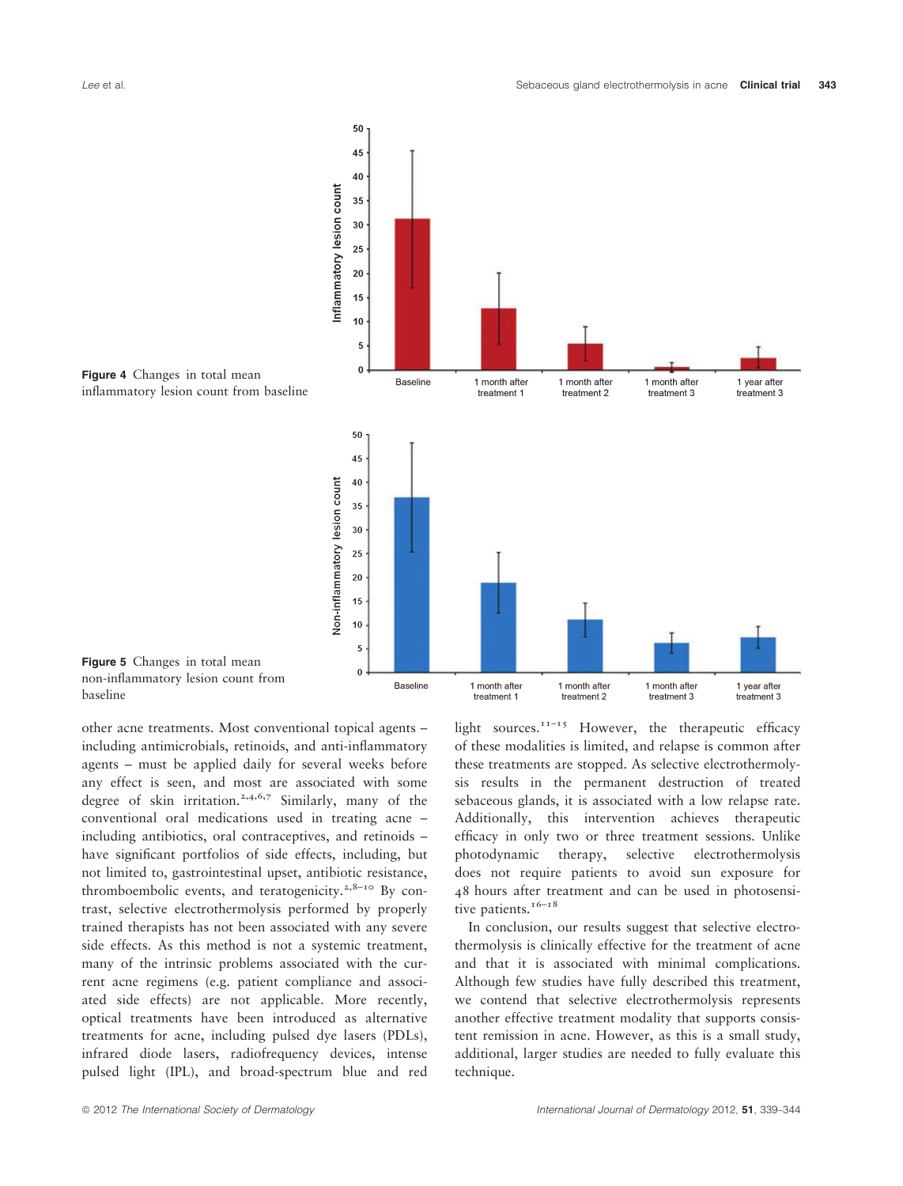Figure 4 Changes in total mean inflammatory lesion count from baseline

Figure 5 Changes in total mean non-inflammatory lesion count from baseline

other acne treatments. Most conventional topical agents – including antimicrobials, retinoids, and anti-inflammatory agents – must be applied daily for several weeks before any effect is seen, and most are associated with some degree of skin irritation.[2,4,6,7] Similarly, many of the conventional oral medications used in treating acne – including antibiotics, oral contraceptives, and retinoids – have significant portfolios of side effects, including, but not limited to, gastrointestinal upset, antibiotic resistance, thromboembolic events, and teratogenicity.[2,8–10] By contrast, selective electrothermolysis performed by properly trained therapists has not been associated with any severe side effects. As this method is not a systemic treatment, many of the intrinsic problems associated with the current acne regimens (e.g. patient compliance and associated side effects) are not applicable. More recently, optical treatments have been introduced as alternative treatments for acne, including pulsed dye lasers (PDLs), infrared diode lasers, radiofrequency devices, intense pulsed light (IPL), and broad-spectrum blue and red light sources.[11–15] However, the therapeutic efficacy of these modalities is limited, and relapse is common after these treatments are stopped. As selective electrothermolysis results in the permanent destruction of treated sebaceous glands, it is associated with a low relapse rate. Additionally, this intervention achieves therapeutic efficacy in only two or three treatment sessions. Unlike photodynamic therapy, selective electrothermolysis does not require patients to avoid sun exposure for 48 hours after treatment and can be used in photosensitive patients.[16–18]

In conclusion, our results suggest that selective electrothermolysis is clinically effective for the treatment of acne and that it is associated with minimal complications. Although few studies have fully described this treatment, we contend that selective electrothermolysis represents another effective treatment modality that supports consistent remission in acne. However, as this is a small study, additional, larger studies are needed to fully evaluate this technique.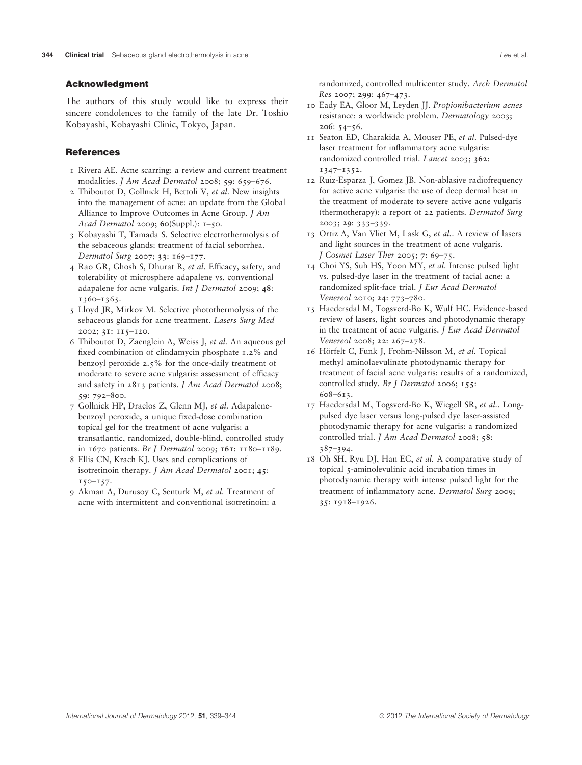## Acknowledgment

The authors of this study would like to express their sincere condolences to the family of the late Dr. Toshio Kobayashi, Kobayashi Clinic, Tokyo, Japan.

## References

1 Rivera AE. Acne scarring: a review and current treatment modalities. *J Am Acad Dermatol* 2008; **59**: 659–676.

2 Thiboutot D, Gollnick H, Bettoli V, *et al.* New insights into the management of acne: an update from the Global Alliance to Improve Outcomes in Acne Group. *J Am Acad Dermatol* 2009; **60**(Suppl.): 1–50.

3 Kobayashi T, Tamada S. Selective electrothermolysis of the sebaceous glands: treatment of facial seborrhea. *Dermatol Surg* 2007; **33**: 169–177.

4 Rao GR, Ghosh S, Dhurat R, *et al.* Efficacy, safety, and tolerability of microsphere adapalene vs. conventional adapalene for acne vulgaris. *Int J Dermatol* 2009; **48**: 1360–1365.

5 Lloyd JR, Mirkov M. Selective photothermolysis of the sebaceous glands for acne treatment. *Lasers Surg Med* 2002; **31**: 115–120.

6 Thiboutot D, Zaenglein A, Weiss J, *et al.* An aqueous gel fixed combination of clindamycin phosphate 1.2% and benzoyl peroxide 2.5% for the once-daily treatment of moderate to severe acne vulgaris: assessment of efficacy and safety in 2813 patients. *J Am Acad Dermatol* 2008; **59**: 792–800.

7 Gollnick HP, Draelos Z, Glenn MJ, *et al.* Adapalene-benzoyl peroxide, a unique fixed-dose combination topical gel for the treatment of acne vulgaris: a transatlantic, randomized, double-blind, controlled study in 1670 patients. *Br J Dermatol* 2009; **161**: 1180–1189.

8 Ellis CN, Krach KJ. Uses and complications of isotretinoin therapy. *J Am Acad Dermatol* 2001; **45**: 150–157.

9 Akman A, Durusoy C, Senturk M, *et al.* Treatment of acne with intermittent and conventional isotretinoin: a randomized, controlled multicenter study. *Arch Dermatol Res* 2007; **299**: 467–473.

10 Eady EA, Gloor M, Leyden JJ. *Propionibacterium acnes* resistance: a worldwide problem. *Dermatology* 2003; **206**: 54–56.

11 Seaton ED, Charakida A, Mouser PE, *et al.* Pulsed-dye laser treatment for inflammatory acne vulgaris: randomized controlled trial. *Lancet* 2003; **362**: 1347–1352.

12 Ruiz-Esparza J, Gomez JB. Non-ablasive radiofrequency for active acne vulgaris: the use of deep dermal heat in the treatment of moderate to severe active acne vulgaris (thermotherapy): a report of 22 patients. *Dermatol Surg* 2003; **29**: 333–339.

13 Ortiz A, Van Vliet M, Lask G, *et al.*. A review of lasers and light sources in the treatment of acne vulgaris. *J Cosmet Laser Ther* 2005; **7**: 69–75.

14 Choi YS, Suh HS, Yoon MY, *et al.* Intense pulsed light vs. pulsed-dye laser in the treatment of facial acne: a randomized split-face trial. *J Eur Acad Dermatol Venereol* 2010; **24**: 773–780.

15 Haedersdal M, Togsverd-Bo K, Wulf HC. Evidence-based review of lasers, light sources and photodynamic therapy in the treatment of acne vulgaris. *J Eur Acad Dermatol Venereol* 2008; **22**: 267–278.

16 Hörfelt C, Funk J, Frohm-Nilsson M, *et al.* Topical methyl aminolaevulinate photodynamic therapy for treatment of facial acne vulgaris: results of a randomized, controlled study. *Br J Dermatol* 2006; **155**: 608–613.

17 Haedersdal M, Togsverd-Bo K, Wiegell SR, *et al.*. Long-pulsed dye laser versus long-pulsed dye laser-assisted photodynamic therapy for acne vulgaris: a randomized controlled trial. *J Am Acad Dermatol* 2008; **58**: 387–394.

18 Oh SH, Ryu DJ, Han EC, *et al.* A comparative study of topical 5-aminolevulinic acid incubation times in photodynamic therapy with intense pulsed light for the treatment of inflammatory acne. *Dermatol Surg* 2009; **35**: 1918–1926.